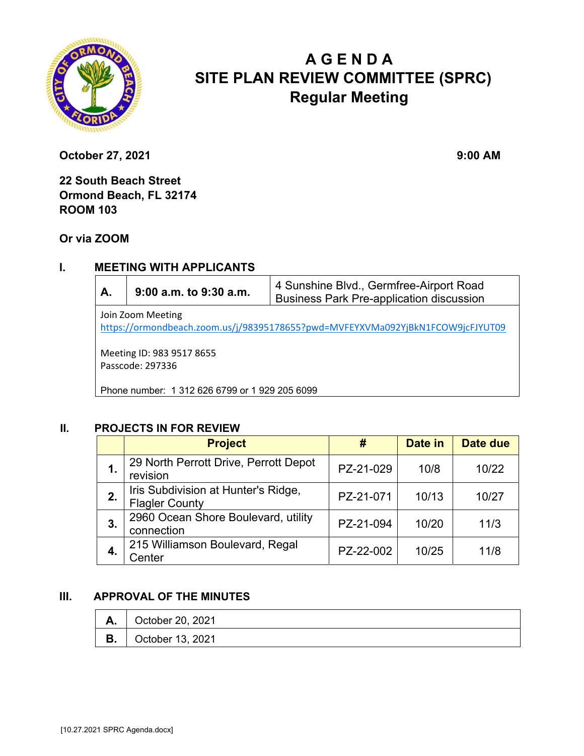# AGENDA
# SITE PLAN REVIEW COMMITTEE (SPRC)
## Regular Meeting

**October 27, 2021** **9:00 AM**

**22 South Beach Street**
**Ormond Beach, FL 32174**
**ROOM 103**

**Or via ZOOM**

## I. MEETING WITH APPLICANTS

| **A.** | **9:00 a.m. to 9:30 a.m.** | 4 Sunshine Blvd., Germfree-Airport Road Business Park Pre-application discussion |
|---|---|---|

Join Zoom Meeting
https://ormondbeach.zoom.us/j/98395178655?pwd=MVFEYXVMa092YjBkN1FCOW9jcFJYUT09

Meeting ID: 983 9517 8655
Passcode: 297336

Phone number: 1 312 626 6799 or 1 929 205 6099

## II. PROJECTS IN FOR REVIEW

| | **Project** | **#** | **Date in** | **Date due** |
|---|---|---|---|---|
| **1.** | 29 North Perrott Drive, Perrott Depot revision | PZ-21-029 | 10/8 | 10/22 |
| **2.** | Iris Subdivision at Hunter's Ridge, Flagler County | PZ-21-071 | 10/13 | 10/27 |
| **3.** | 2960 Ocean Shore Boulevard, utility connection | PZ-21-094 | 10/20 | 11/3 |
| **4.** | 215 Williamson Boulevard, Regal Center | PZ-22-002 | 10/25 | 11/8 |

## III. APPROVAL OF THE MINUTES

| **A.** | October 20, 2021 |
|---|---|
| **B.** | October 13, 2021 |

[10.27.2021 SPRC Agenda.docx]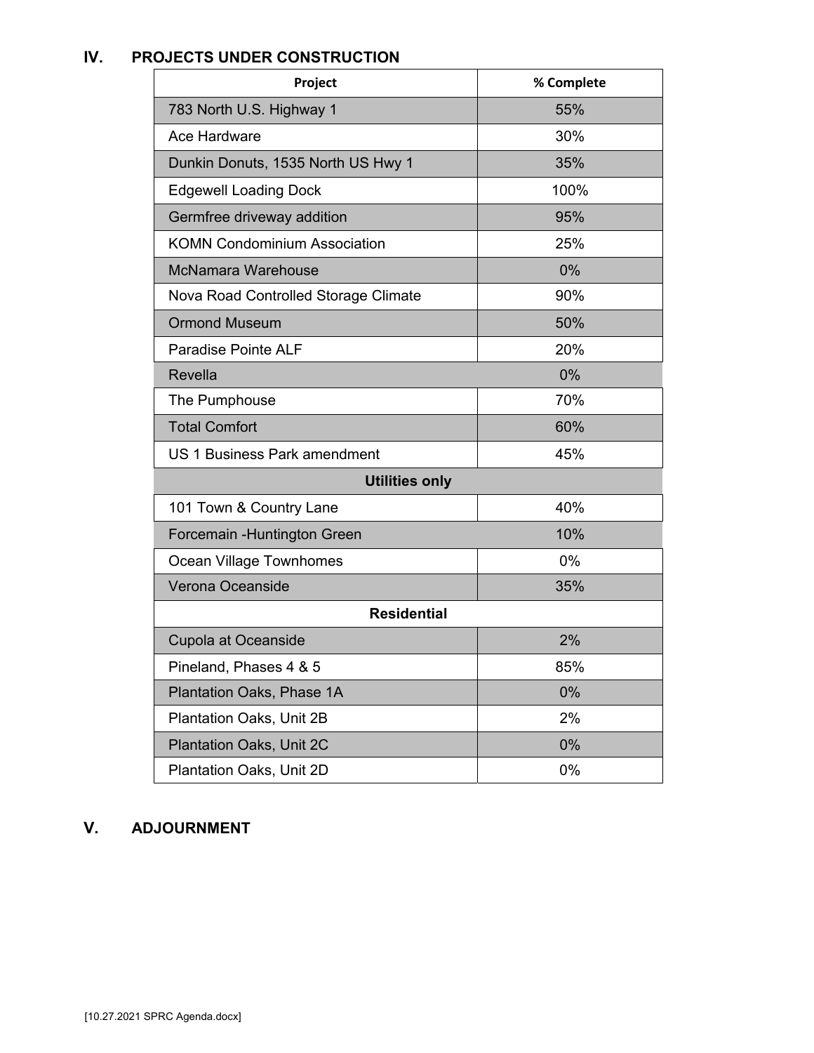## IV. PROJECTS UNDER CONSTRUCTION

| Project | % Complete |
|---|---|
| 783 North U.S. Highway 1 | 55% |
| Ace Hardware | 30% |
| Dunkin Donuts, 1535 North US Hwy 1 | 35% |
| Edgewell Loading Dock | 100% |
| Germfree driveway addition | 95% |
| KOMN Condominium Association | 25% |
| McNamara Warehouse | 0% |
| Nova Road Controlled Storage Climate | 90% |
| Ormond Museum | 50% |
| Paradise Pointe ALF | 20% |
| Revella | 0% |
| The Pumphouse | 70% |
| Total Comfort | 60% |
| US 1 Business Park amendment | 45% |
| **Utilities only** | |
| 101 Town & Country Lane | 40% |
| Forcemain -Huntington Green | 10% |
| Ocean Village Townhomes | 0% |
| Verona Oceanside | 35% |
| **Residential** | |
| Cupola at Oceanside | 2% |
| Pineland, Phases 4 & 5 | 85% |
| Plantation Oaks, Phase 1A | 0% |
| Plantation Oaks, Unit 2B | 2% |
| Plantation Oaks, Unit 2C | 0% |
| Plantation Oaks, Unit 2D | 0% |

## V. ADJOURNMENT

[10.27.2021 SPRC Agenda.docx]